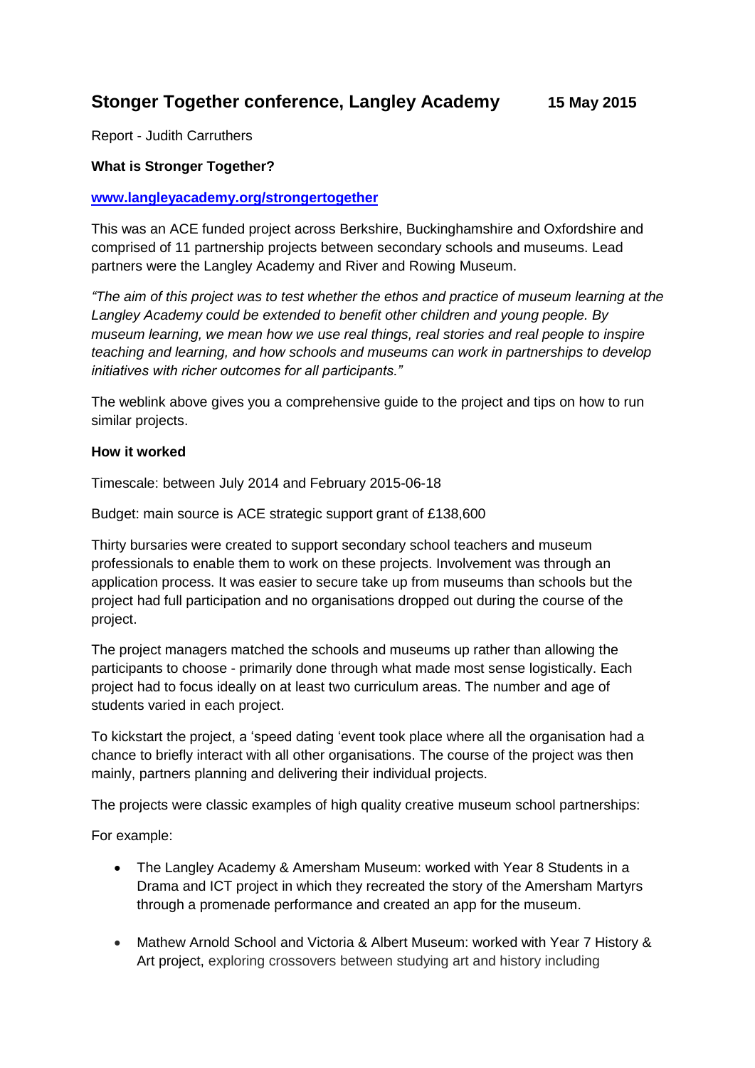# Stonger Together conference, Langley Academy    15 May 2015

Report - Judith Carruthers

**What is Stronger Together?**

**[www.langleyacademy.org/strongertogether](www.langleyacademy.org/strongertogether)**

This was an ACE funded project across Berkshire, Buckinghamshire and Oxfordshire and comprised of 11 partnership projects between secondary schools and museums. Lead partners were the Langley Academy and River and Rowing Museum.

*"The aim of this project was to test whether the ethos and practice of museum learning at the Langley Academy could be extended to benefit other children and young people. By museum learning, we mean how we use real things, real stories and real people to inspire teaching and learning, and how schools and museums can work in partnerships to develop initiatives with richer outcomes for all participants."*

The weblink above gives you a comprehensive guide to the project and tips on how to run similar projects.

**How it worked**

Timescale: between July 2014 and February 2015-06-18

Budget: main source is ACE strategic support grant of £138,600

Thirty bursaries were created to support secondary school teachers and museum professionals to enable them to work on these projects. Involvement was through an application process. It was easier to secure take up from museums than schools but the project had full participation and no organisations dropped out during the course of the project.

The project managers matched the schools and museums up rather than allowing the participants to choose - primarily done through what made most sense logistically. Each project had to focus ideally on at least two curriculum areas. The number and age of students varied in each project.

To kickstart the project, a 'speed dating 'event took place where all the organisation had a chance to briefly interact with all other organisations. The course of the project was then mainly, partners planning and delivering their individual projects.

The projects were classic examples of high quality creative museum school partnerships:

For example:

- The Langley Academy & Amersham Museum: worked with Year 8 Students in a Drama and ICT project in which they recreated the story of the Amersham Martyrs through a promenade performance and created an app for the museum.
- Mathew Arnold School and Victoria & Albert Museum: worked with Year 7 History & Art project, exploring crossovers between studying art and history including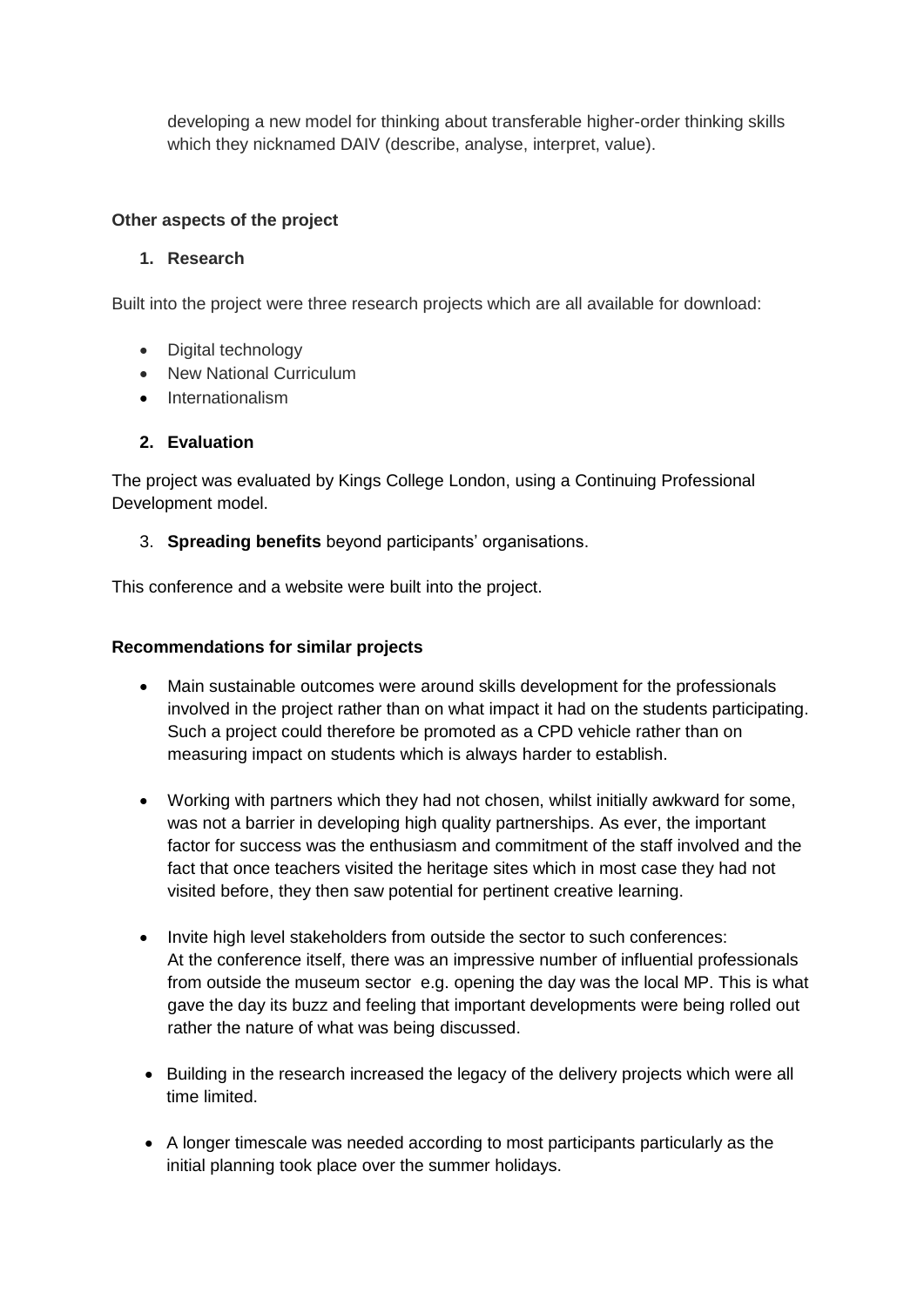developing a new model for thinking about transferable higher-order thinking skills which they nicknamed DAIV (describe, analyse, interpret, value).

**Other aspects of the project**

1. **Research**

Built into the project were three research projects which are all available for download:

- Digital technology
- New National Curriculum
- Internationalism

2. **Evaluation**

The project was evaluated by Kings College London, using a Continuing Professional Development model.

3. **Spreading benefits** beyond participants' organisations.

This conference and a website were built into the project.

**Recommendations for similar projects**

- Main sustainable outcomes were around skills development for the professionals involved in the project rather than on what impact it had on the students participating. Such a project could therefore be promoted as a CPD vehicle rather than on measuring impact on students which is always harder to establish.

- Working with partners which they had not chosen, whilst initially awkward for some, was not a barrier in developing high quality partnerships. As ever, the important factor for success was the enthusiasm and commitment of the staff involved and the fact that once teachers visited the heritage sites which in most case they had not visited before, they then saw potential for pertinent creative learning.

- Invite high level stakeholders from outside the sector to such conferences: At the conference itself, there was an impressive number of influential professionals from outside the museum sector e.g. opening the day was the local MP. This is what gave the day its buzz and feeling that important developments were being rolled out rather the nature of what was being discussed.

- Building in the research increased the legacy of the delivery projects which were all time limited.

- A longer timescale was needed according to most participants particularly as the initial planning took place over the summer holidays.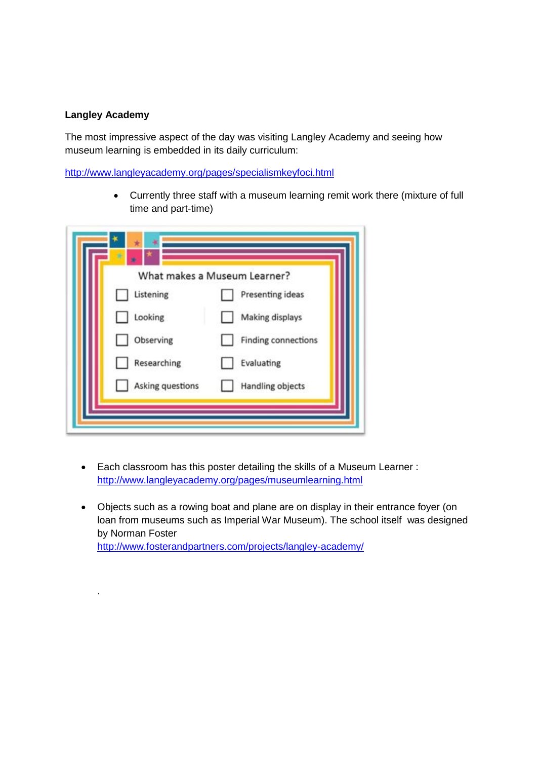**Langley Academy**

The most impressive aspect of the day was visiting Langley Academy and seeing how museum learning is embedded in its daily curriculum:

http://www.langleyacademy.org/pages/specialismkeyfoci.html

- Currently three staff with a museum learning remit work there (mixture of full time and part-time)

What makes a Museum Learner?

- ☐ Listening
- ☐ Looking
- ☐ Observing
- ☐ Researching
- ☐ Asking questions
- ☐ Presenting ideas
- ☐ Making displays
- ☐ Finding connections
- ☐ Evaluating
- ☐ Handling objects

- Each classroom has this poster detailing the skills of a Museum Learner : http://www.langleyacademy.org/pages/museumlearning.html

- Objects such as a rowing boat and plane are on display in their entrance foyer (on loan from museums such as Imperial War Museum). The school itself was designed by Norman Foster http://www.fosterandpartners.com/projects/langley-academy/

.